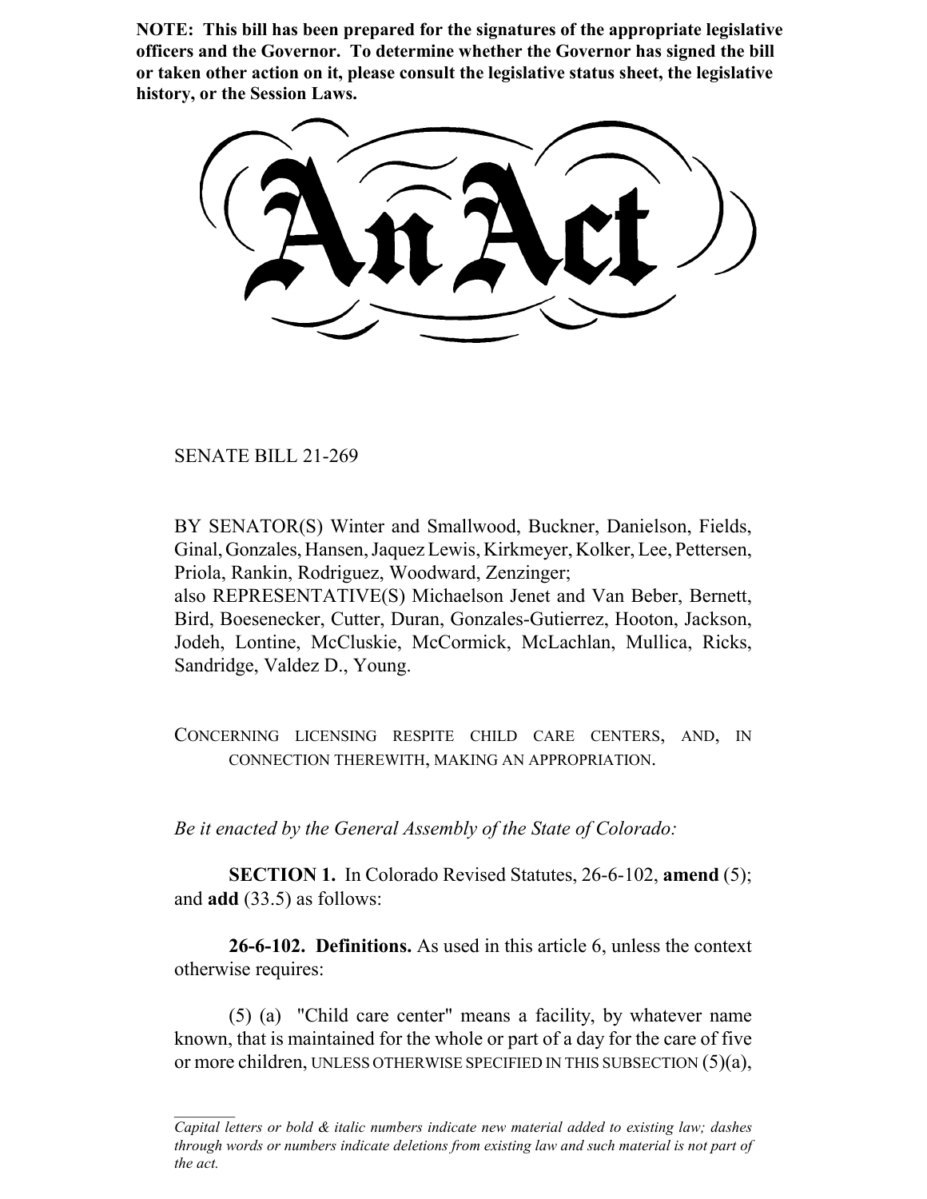**NOTE: This bill has been prepared for the signatures of the appropriate legislative officers and the Governor. To determine whether the Governor has signed the bill or taken other action on it, please consult the legislative status sheet, the legislative history, or the Session Laws.**

# An Act

SENATE BILL 21-269

BY SENATOR(S) Winter and Smallwood, Buckner, Danielson, Fields, Ginal, Gonzales, Hansen, Jaquez Lewis, Kirkmeyer, Kolker, Lee, Pettersen, Priola, Rankin, Rodriguez, Woodward, Zenzinger;
also REPRESENTATIVE(S) Michaelson Jenet and Van Beber, Bernett, Bird, Boesenecker, Cutter, Duran, Gonzales-Gutierrez, Hooton, Jackson, Jodeh, Lontine, McCluskie, McCormick, McLachlan, Mullica, Ricks, Sandridge, Valdez D., Young.

CONCERNING LICENSING RESPITE CHILD CARE CENTERS, AND, IN CONNECTION THEREWITH, MAKING AN APPROPRIATION.

*Be it enacted by the General Assembly of the State of Colorado:*

**SECTION 1.** In Colorado Revised Statutes, 26-6-102, **amend** (5); and **add** (33.5) as follows:

**26-6-102. Definitions.** As used in this article 6, unless the context otherwise requires:

(5) (a) "Child care center" means a facility, by whatever name known, that is maintained for the whole or part of a day for the care of five or more children, UNLESS OTHERWISE SPECIFIED IN THIS SUBSECTION (5)(a),

*Capital letters or bold & italic numbers indicate new material added to existing law; dashes through words or numbers indicate deletions from existing law and such material is not part of the act.*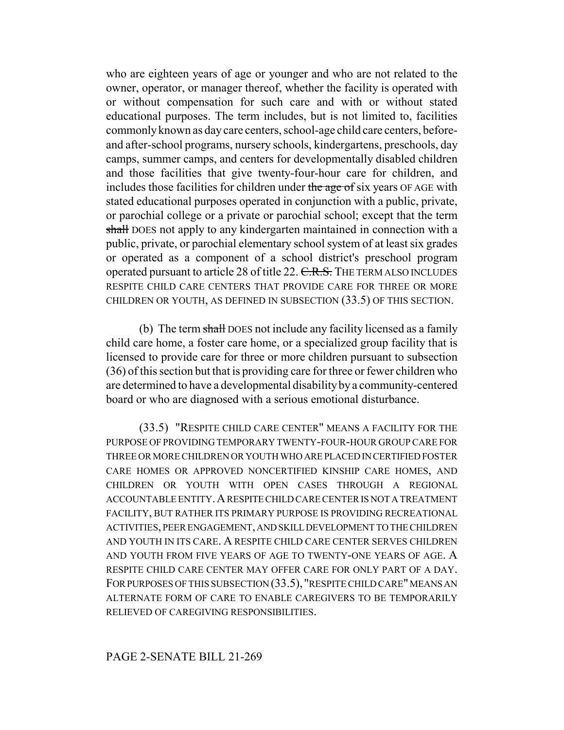who are eighteen years of age or younger and who are not related to the owner, operator, or manager thereof, whether the facility is operated with or without compensation for such care and with or without stated educational purposes. The term includes, but is not limited to, facilities commonly known as day care centers, school-age child care centers, before- and after-school programs, nursery schools, kindergartens, preschools, day camps, summer camps, and centers for developmentally disabled children and those facilities that give twenty-four-hour care for children, and includes those facilities for children under ~~the age of~~ six years OF AGE with stated educational purposes operated in conjunction with a public, private, or parochial college or a private or parochial school; except that the term ~~shall~~ DOES not apply to any kindergarten maintained in connection with a public, private, or parochial elementary school system of at least six grades or operated as a component of a school district's preschool program operated pursuant to article 28 of title 22. ~~C.R.S.~~ THE TERM ALSO INCLUDES RESPITE CHILD CARE CENTERS THAT PROVIDE CARE FOR THREE OR MORE CHILDREN OR YOUTH, AS DEFINED IN SUBSECTION (33.5) OF THIS SECTION.

(b) The term ~~shall~~ DOES not include any facility licensed as a family child care home, a foster care home, or a specialized group facility that is licensed to provide care for three or more children pursuant to subsection (36) of this section but that is providing care for three or fewer children who are determined to have a developmental disability by a community-centered board or who are diagnosed with a serious emotional disturbance.

(33.5) "RESPITE CHILD CARE CENTER" MEANS A FACILITY FOR THE PURPOSE OF PROVIDING TEMPORARY TWENTY-FOUR-HOUR GROUP CARE FOR THREE OR MORE CHILDREN OR YOUTH WHO ARE PLACED IN CERTIFIED FOSTER CARE HOMES OR APPROVED NONCERTIFIED KINSHIP CARE HOMES, AND CHILDREN OR YOUTH WITH OPEN CASES THROUGH A REGIONAL ACCOUNTABLE ENTITY. A RESPITE CHILD CARE CENTER IS NOT A TREATMENT FACILITY, BUT RATHER ITS PRIMARY PURPOSE IS PROVIDING RECREATIONAL ACTIVITIES, PEER ENGAGEMENT, AND SKILL DEVELOPMENT TO THE CHILDREN AND YOUTH IN ITS CARE. A RESPITE CHILD CARE CENTER SERVES CHILDREN AND YOUTH FROM FIVE YEARS OF AGE TO TWENTY-ONE YEARS OF AGE. A RESPITE CHILD CARE CENTER MAY OFFER CARE FOR ONLY PART OF A DAY. FOR PURPOSES OF THIS SUBSECTION (33.5), "RESPITE CHILD CARE" MEANS AN ALTERNATE FORM OF CARE TO ENABLE CAREGIVERS TO BE TEMPORARILY RELIEVED OF CAREGIVING RESPONSIBILITIES.

PAGE 2-SENATE BILL 21-269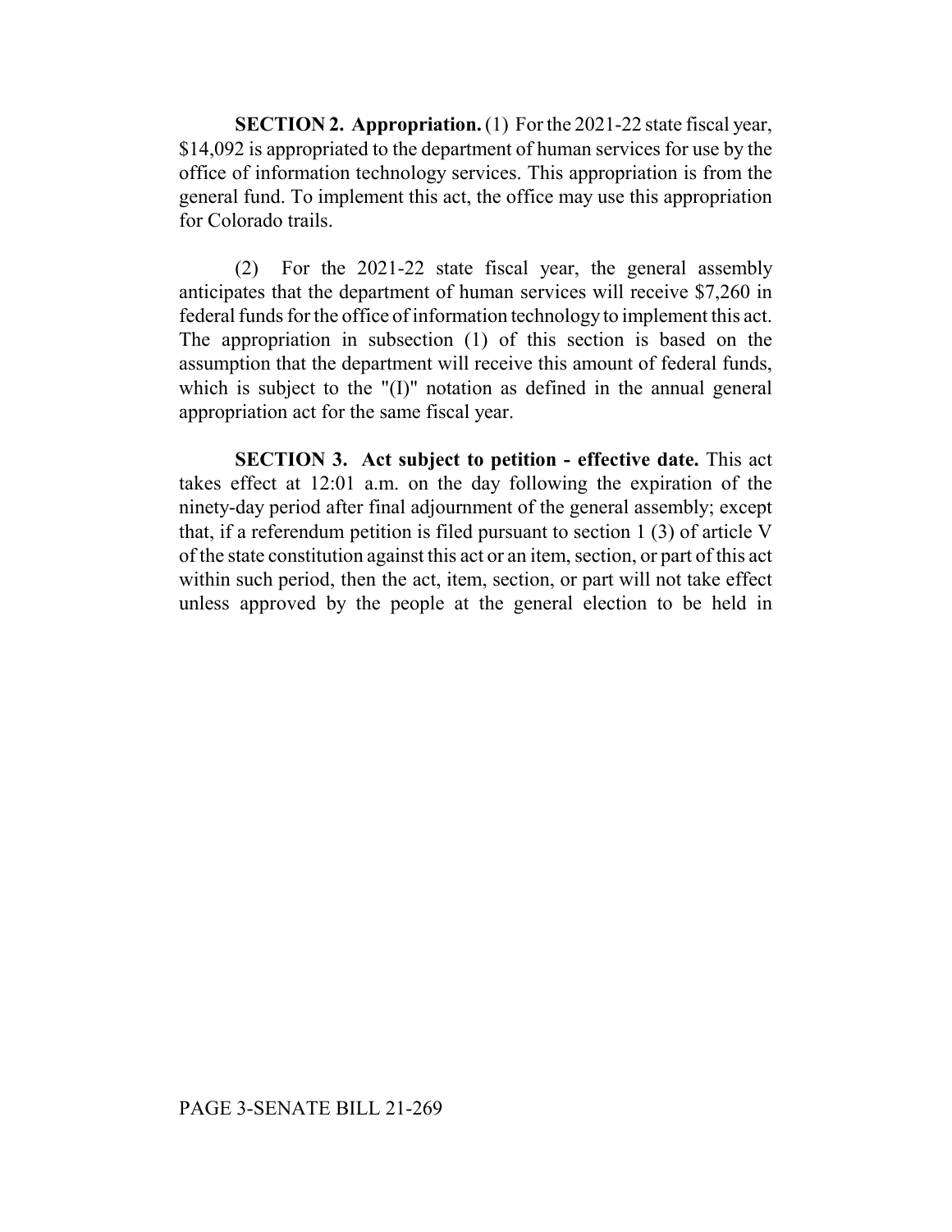**SECTION 2. Appropriation.** (1) For the 2021-22 state fiscal year, $14,092 is appropriated to the department of human services for use by the office of information technology services. This appropriation is from the general fund. To implement this act, the office may use this appropriation for Colorado trails.

(2) For the 2021-22 state fiscal year, the general assembly anticipates that the department of human services will receive $7,260 in federal funds for the office of information technology to implement this act. The appropriation in subsection (1) of this section is based on the assumption that the department will receive this amount of federal funds, which is subject to the "(I)" notation as defined in the annual general appropriation act for the same fiscal year.

**SECTION 3. Act subject to petition - effective date.** This act takes effect at 12:01 a.m. on the day following the expiration of the ninety-day period after final adjournment of the general assembly; except that, if a referendum petition is filed pursuant to section 1 (3) of article V of the state constitution against this act or an item, section, or part of this act within such period, then the act, item, section, or part will not take effect unless approved by the people at the general election to be held in

PAGE 3-SENATE BILL 21-269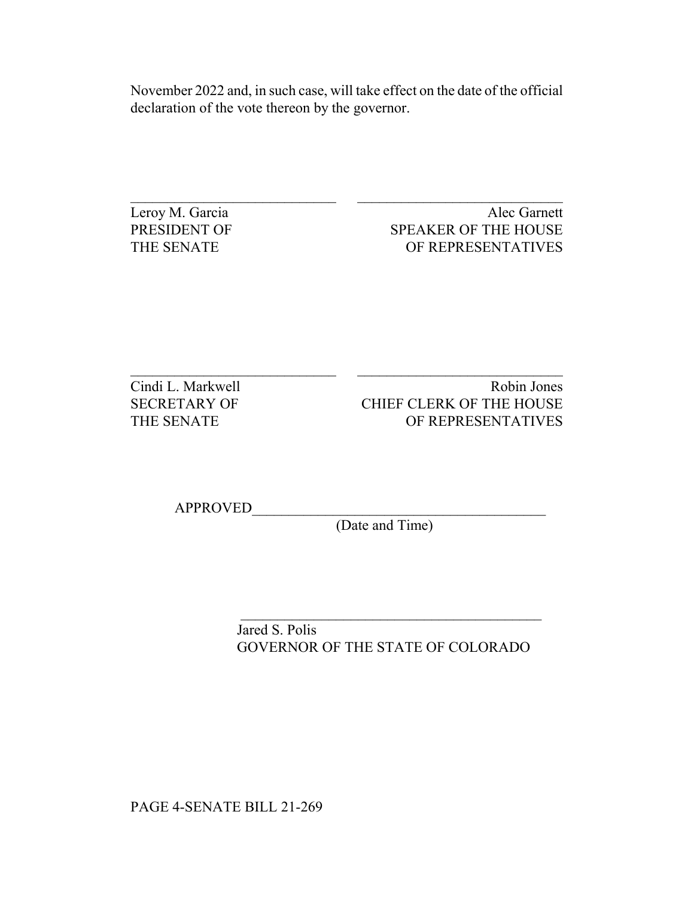November 2022 and, in such case, will take effect on the date of the official declaration of the vote thereon by the governor.

\_\_\_\_\_\_\_\_\_\_\_\_\_\_\_\_\_\_\_\_\_\_\_\_\_\_\_\_ \_\_\_\_\_\_\_\_\_\_\_\_\_\_\_\_\_\_\_\_\_\_\_\_\_\_\_\_

Leroy M. Garcia
PRESIDENT OF
THE SENATE

Alec Garnett
SPEAKER OF THE HOUSE
OF REPRESENTATIVES

\_\_\_\_\_\_\_\_\_\_\_\_\_\_\_\_\_\_\_\_\_\_\_\_\_\_\_\_ \_\_\_\_\_\_\_\_\_\_\_\_\_\_\_\_\_\_\_\_\_\_\_\_\_\_\_\_

Cindi L. Markwell
SECRETARY OF
THE SENATE

Robin Jones
CHIEF CLERK OF THE HOUSE
OF REPRESENTATIVES

APPROVED\_\_\_\_\_\_\_\_\_\_\_\_\_\_\_\_\_\_\_\_\_\_\_\_\_\_\_\_\_\_\_\_\_\_\_\_\_\_\_\_
(Date and Time)

\_\_\_\_\_\_\_\_\_\_\_\_\_\_\_\_\_\_\_\_\_\_\_\_\_\_\_\_\_\_\_\_\_\_\_\_\_\_\_\_\_\_

Jared S. Polis
GOVERNOR OF THE STATE OF COLORADO

PAGE 4-SENATE BILL 21-269